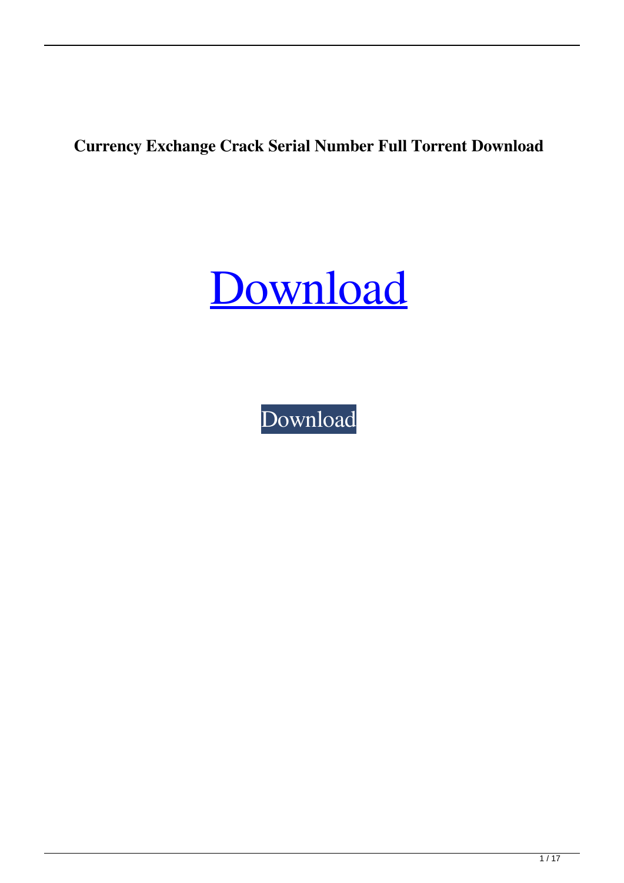**Currency Exchange Crack Serial Number Full Torrent Download**

Download

Download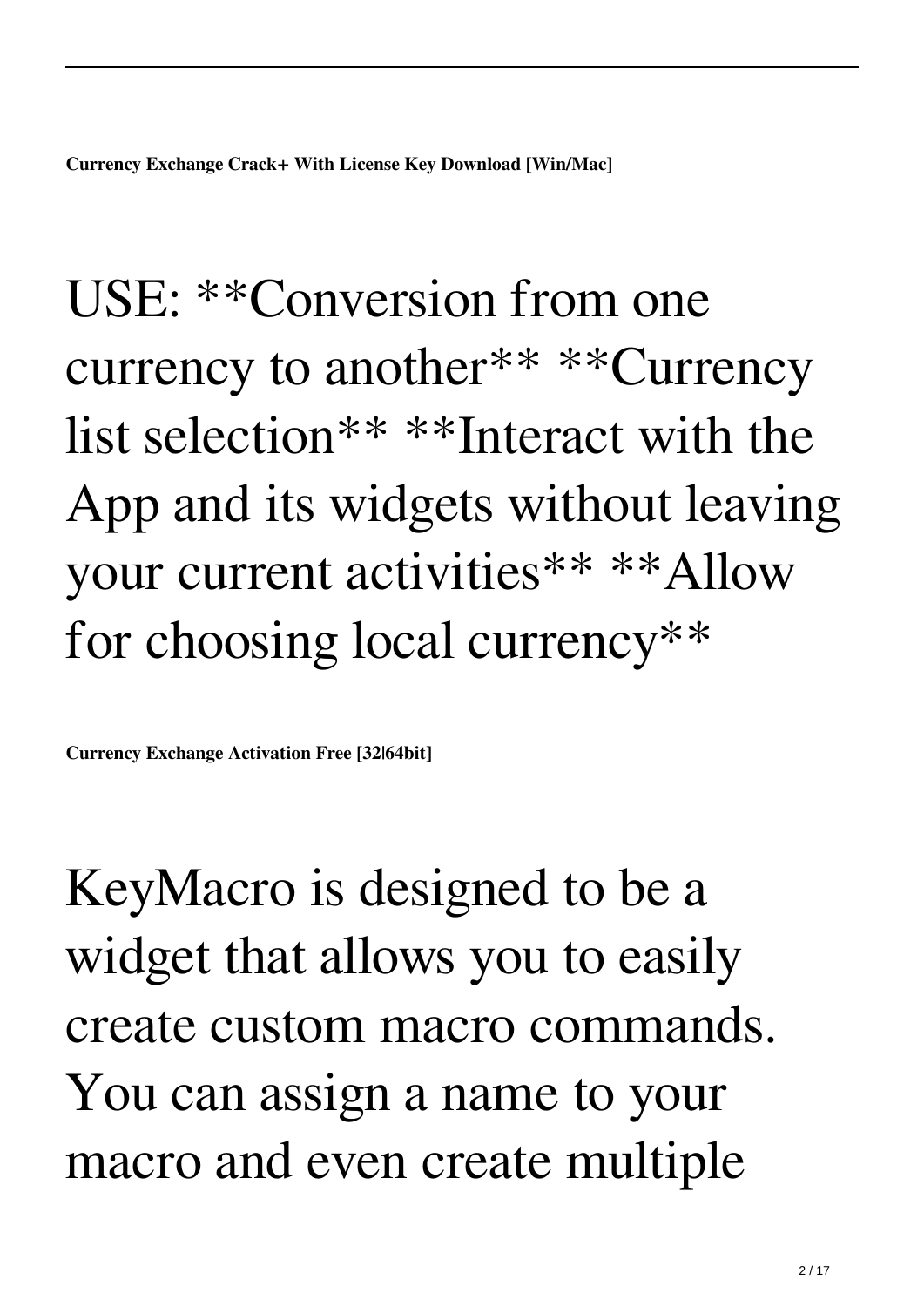**Currency Exchange Crack+ With License Key Download [Win/Mac]**

USE: **Conversion from one currency to another** **Currency list selection** **Interact with the App and its widgets without leaving your current activities** **Allow for choosing local currency**

**Currency Exchange Activation Free [32|64bit]**

KeyMacro is designed to be a widget that allows you to easily create custom macro commands. You can assign a name to your macro and even create multiple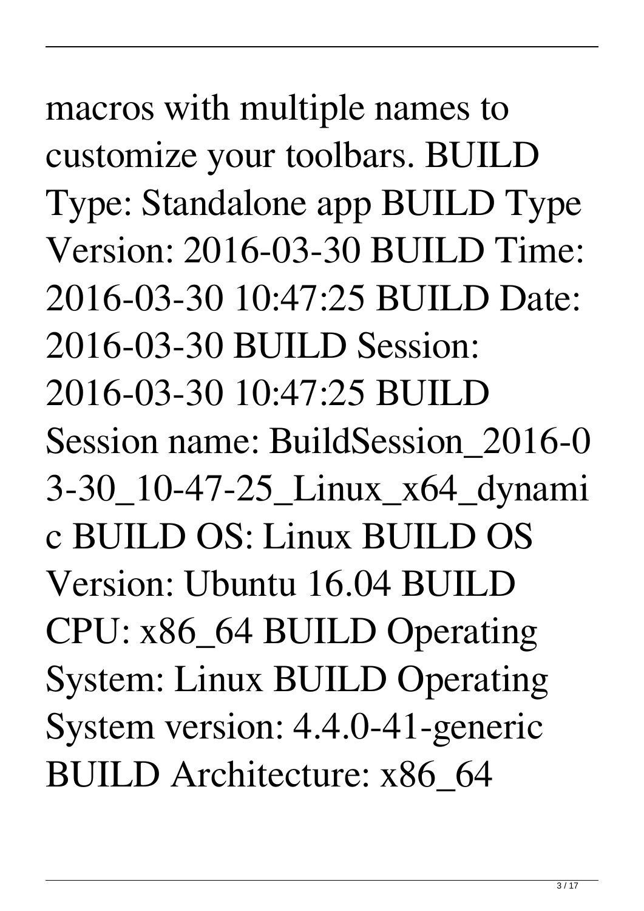macros with multiple names to customize your toolbars. BUILD Type: Standalone app BUILD Type Version: 2016-03-30 BUILD Time: 2016-03-30 10:47:25 BUILD Date: 2016-03-30 BUILD Session: 2016-03-30 10:47:25 BUILD Session name: BuildSession_2016-03-30_10-47-25_Linux_x64_dynamic BUILD OS: Linux BUILD OS Version: Ubuntu 16.04 BUILD CPU: x86_64 BUILD Operating System: Linux BUILD Operating System version: 4.4.0-41-generic BUILD Architecture: x86_64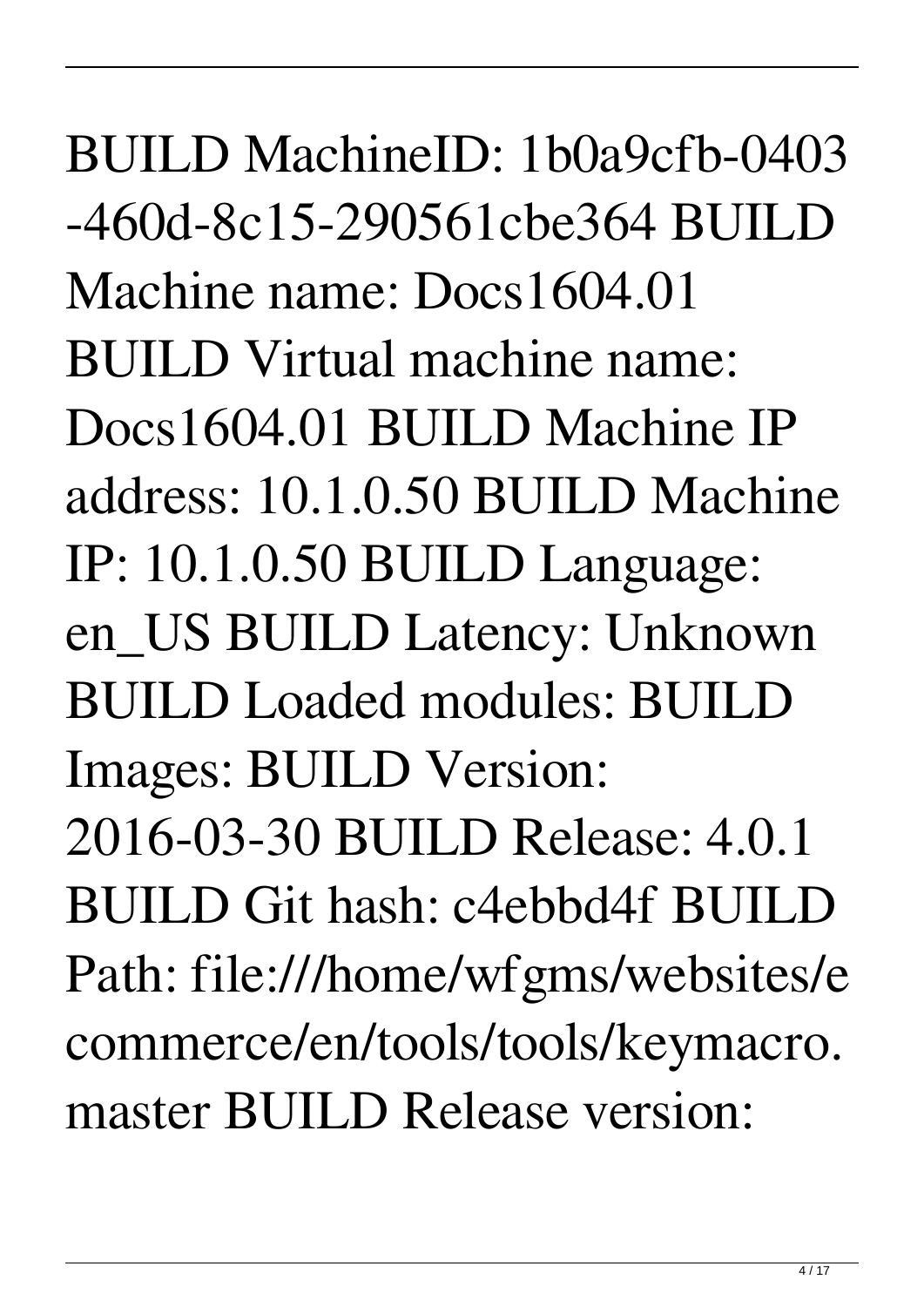BUILD MachineID: 1b0a9cfb-0403-460d-8c15-290561cbe364 BUILD Machine name: Docs1604.01 BUILD Virtual machine name: Docs1604.01 BUILD Machine IP address: 10.1.0.50 BUILD Machine IP: 10.1.0.50 BUILD Language: en_US BUILD Latency: Unknown BUILD Loaded modules: BUILD Images: BUILD Version: 2016-03-30 BUILD Release: 4.0.1 BUILD Git hash: c4ebbd4f BUILD Path: file:///home/wfgms/websites/ecommerce/en/tools/tools/keymacro.master BUILD Release version: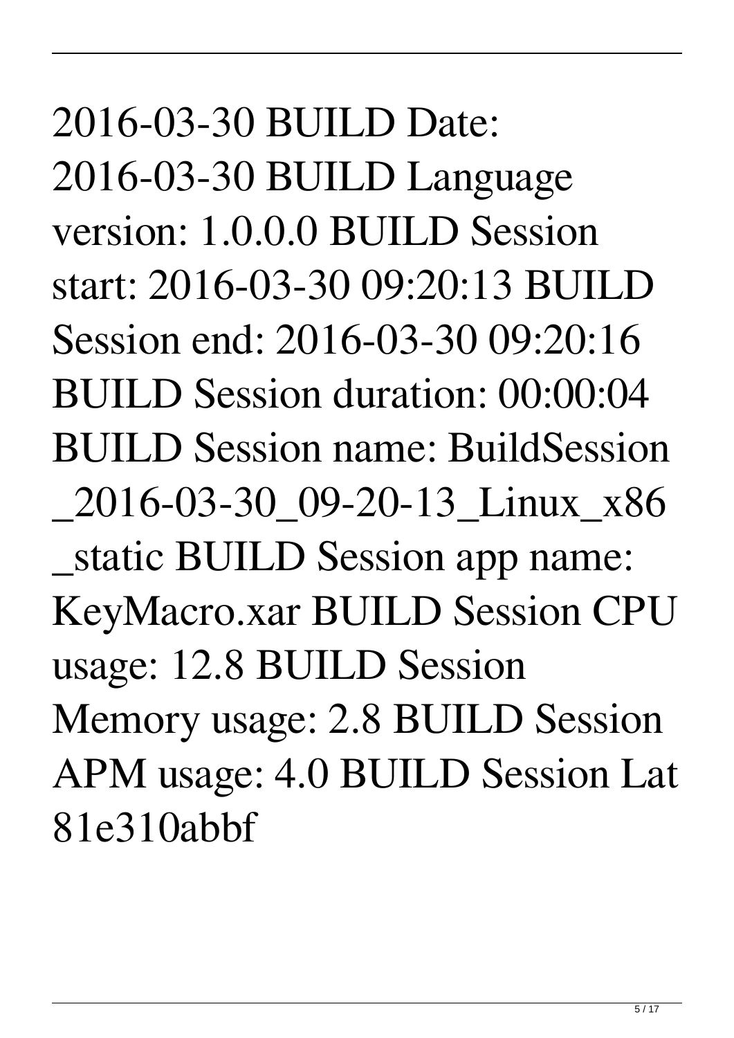2016-03-30 BUILD Date: 2016-03-30 BUILD Language version: 1.0.0.0 BUILD Session start: 2016-03-30 09:20:13 BUILD Session end: 2016-03-30 09:20:16 BUILD Session duration: 00:00:04 BUILD Session name: BuildSession_2016-03-30_09-20-13_Linux_x86_static BUILD Session app name: KeyMacro.xar BUILD Session CPU usage: 12.8 BUILD Session Memory usage: 2.8 BUILD Session APM usage: 4.0 BUILD Session Lat 81e310abbf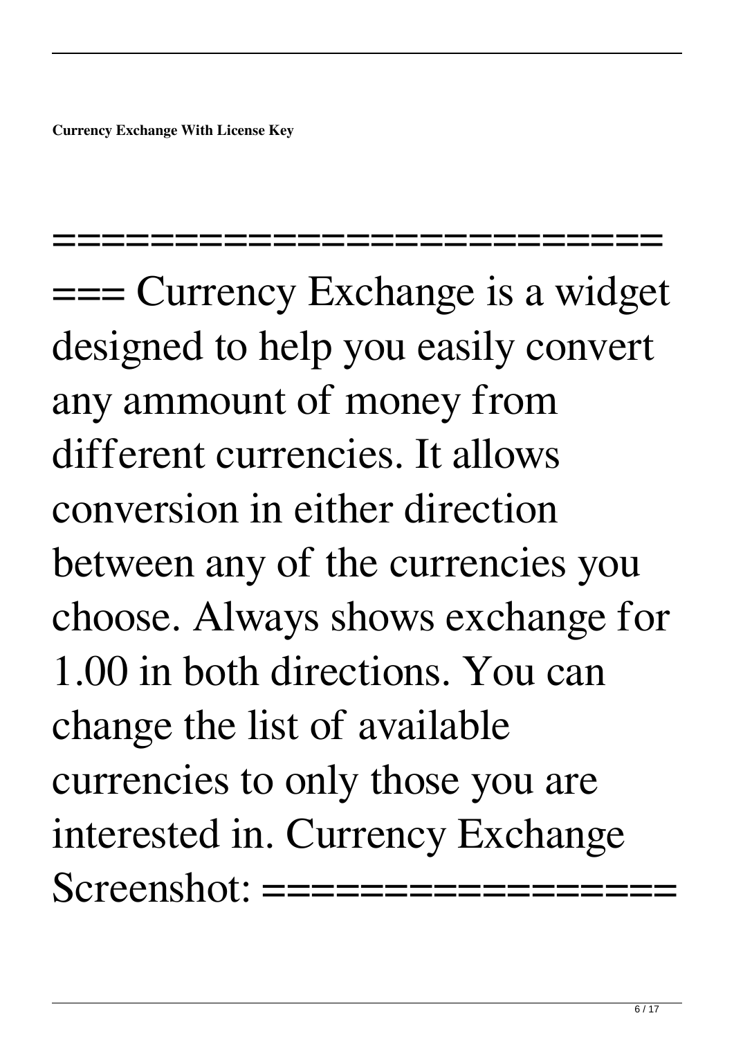**Currency Exchange With License Key**

============================ Currency Exchange is a widget designed to help you easily convert any ammount of money from different currencies. It allows conversion in either direction between any of the currencies you choose. Always shows exchange for 1.00 in both directions. You can change the list of available currencies to only those you are interested in. Currency Exchange Screenshot: ==================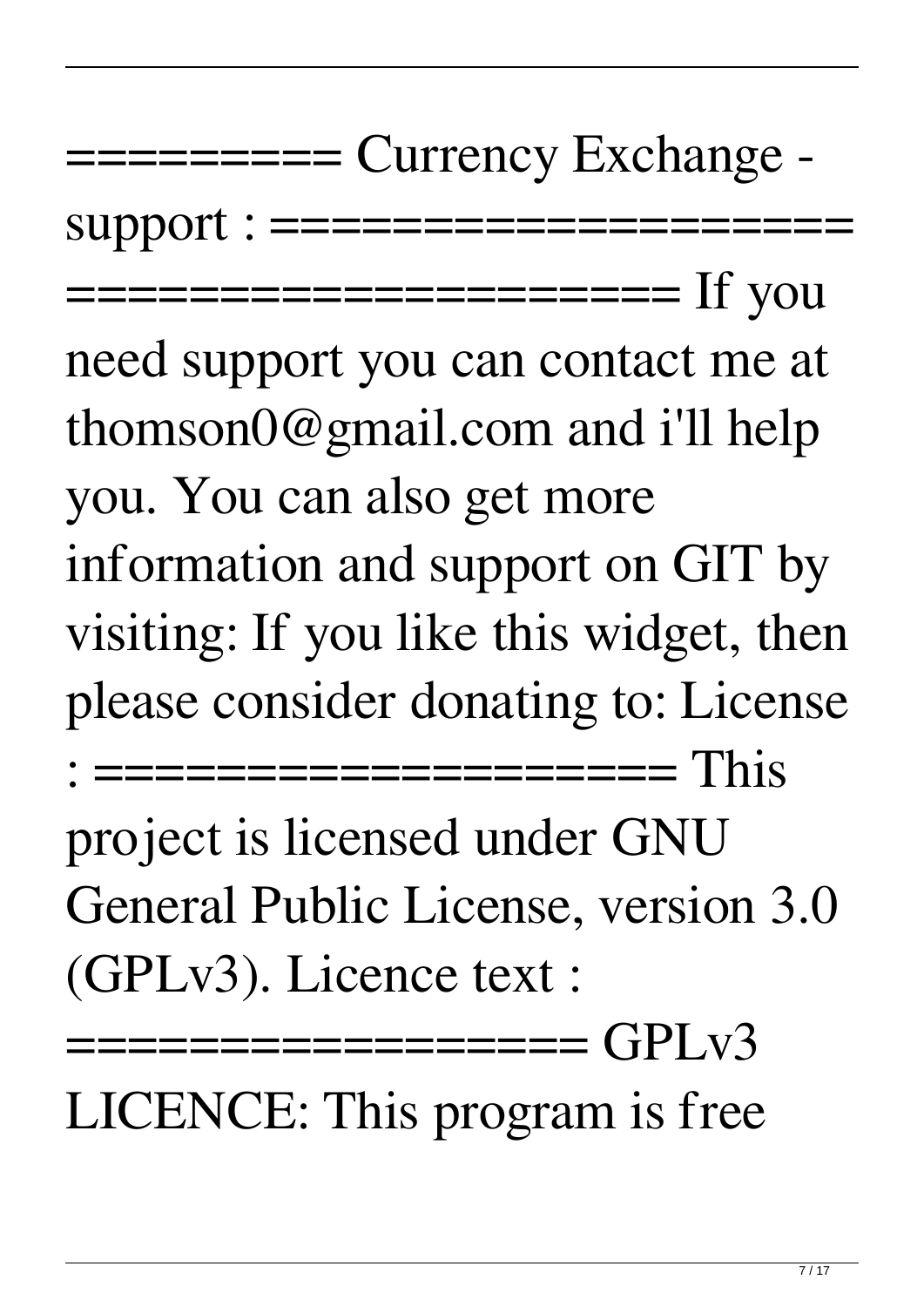========= Currency Exchange - support : ==================== ===================== If you need support you can contact me at thomson0@gmail.com and i'll help you. You can also get more information and support on GIT by visiting: If you like this widget, then please consider donating to: License : ==================== This project is licensed under GNU General Public License, version 3.0 (GPLv3). Licence text : ================== GPLv3 LICENCE: This program is free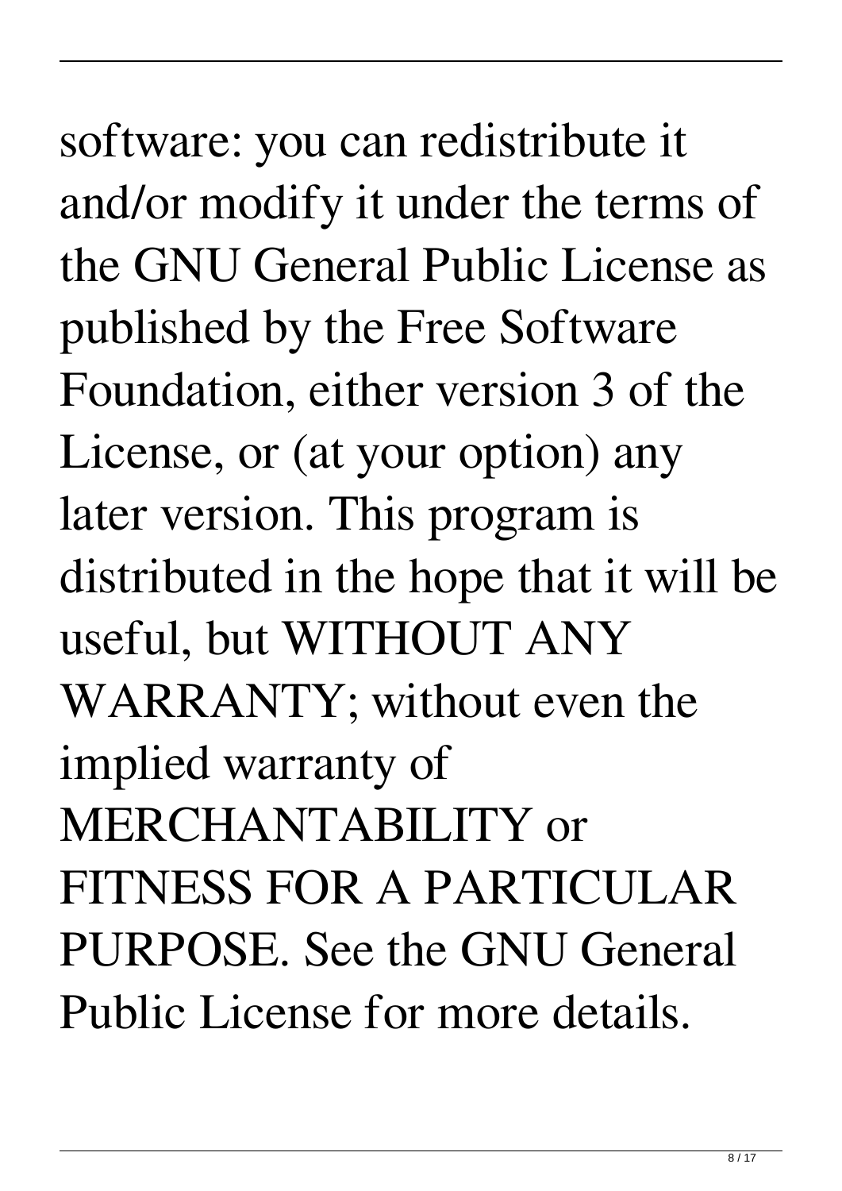software: you can redistribute it and/or modify it under the terms of the GNU General Public License as published by the Free Software Foundation, either version 3 of the License, or (at your option) any later version. This program is distributed in the hope that it will be useful, but WITHOUT ANY WARRANTY; without even the implied warranty of MERCHANTABILITY or FITNESS FOR A PARTICULAR PURPOSE. See the GNU General Public License for more details.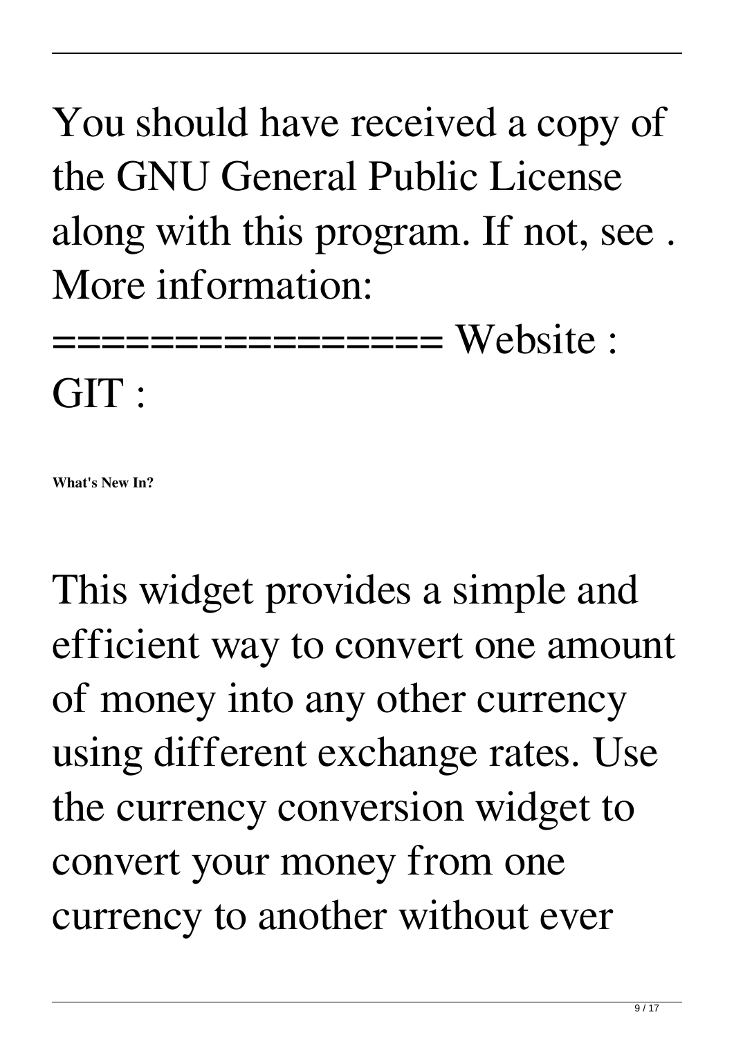You should have received a copy of the GNU General Public License along with this program. If not, see . More information: ================= Website : GIT :

**What's New In?**

This widget provides a simple and efficient way to convert one amount of money into any other currency using different exchange rates. Use the currency conversion widget to convert your money from one currency to another without ever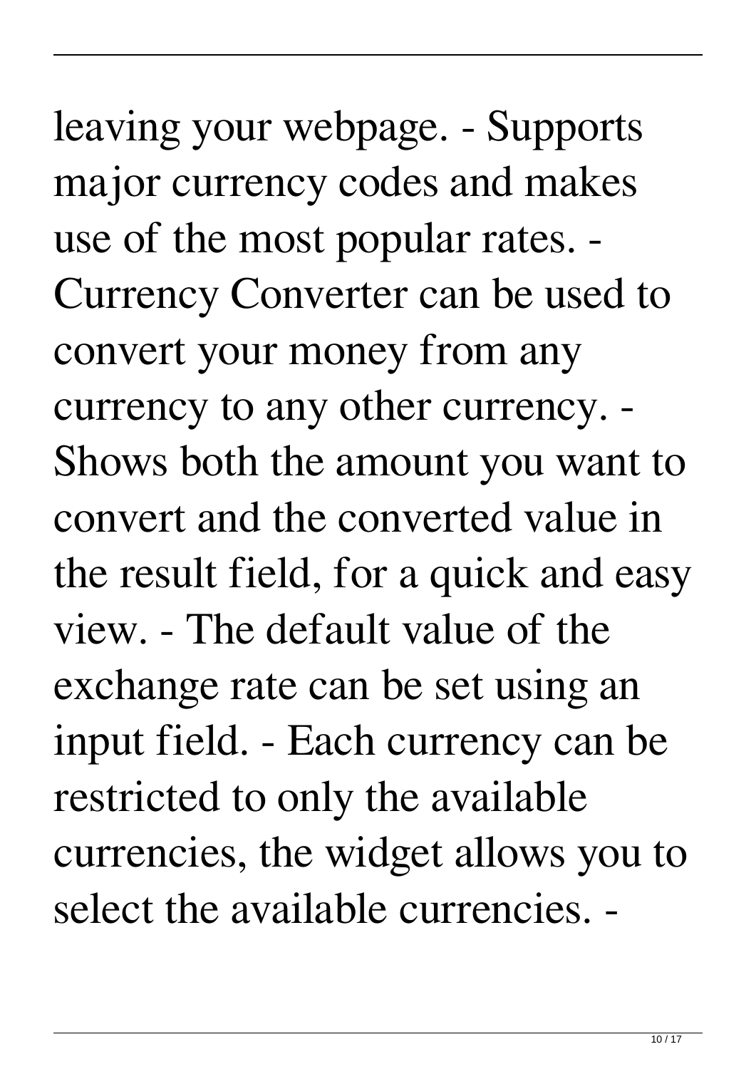leaving your webpage. - Supports major currency codes and makes use of the most popular rates. - Currency Converter can be used to convert your money from any currency to any other currency. - Shows both the amount you want to convert and the converted value in the result field, for a quick and easy view. - The default value of the exchange rate can be set using an input field. - Each currency can be restricted to only the available currencies, the widget allows you to select the available currencies. -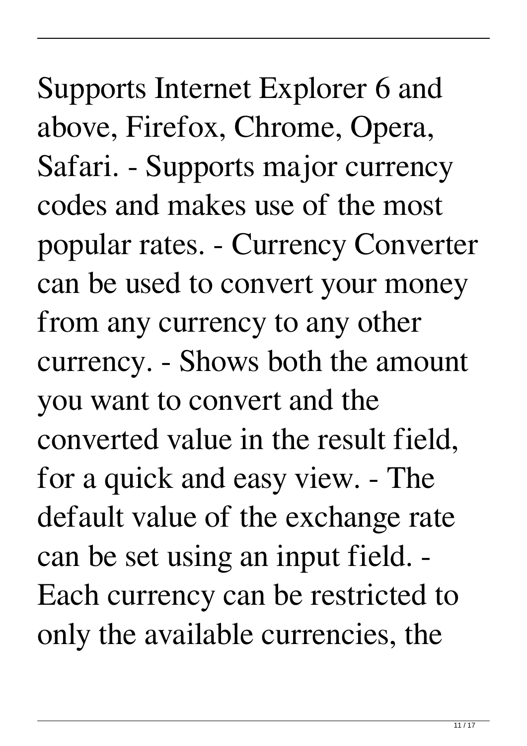Supports Internet Explorer 6 and above, Firefox, Chrome, Opera, Safari. - Supports major currency codes and makes use of the most popular rates. - Currency Converter can be used to convert your money from any currency to any other currency. - Shows both the amount you want to convert and the converted value in the result field, for a quick and easy view. - The default value of the exchange rate can be set using an input field. - Each currency can be restricted to only the available currencies, the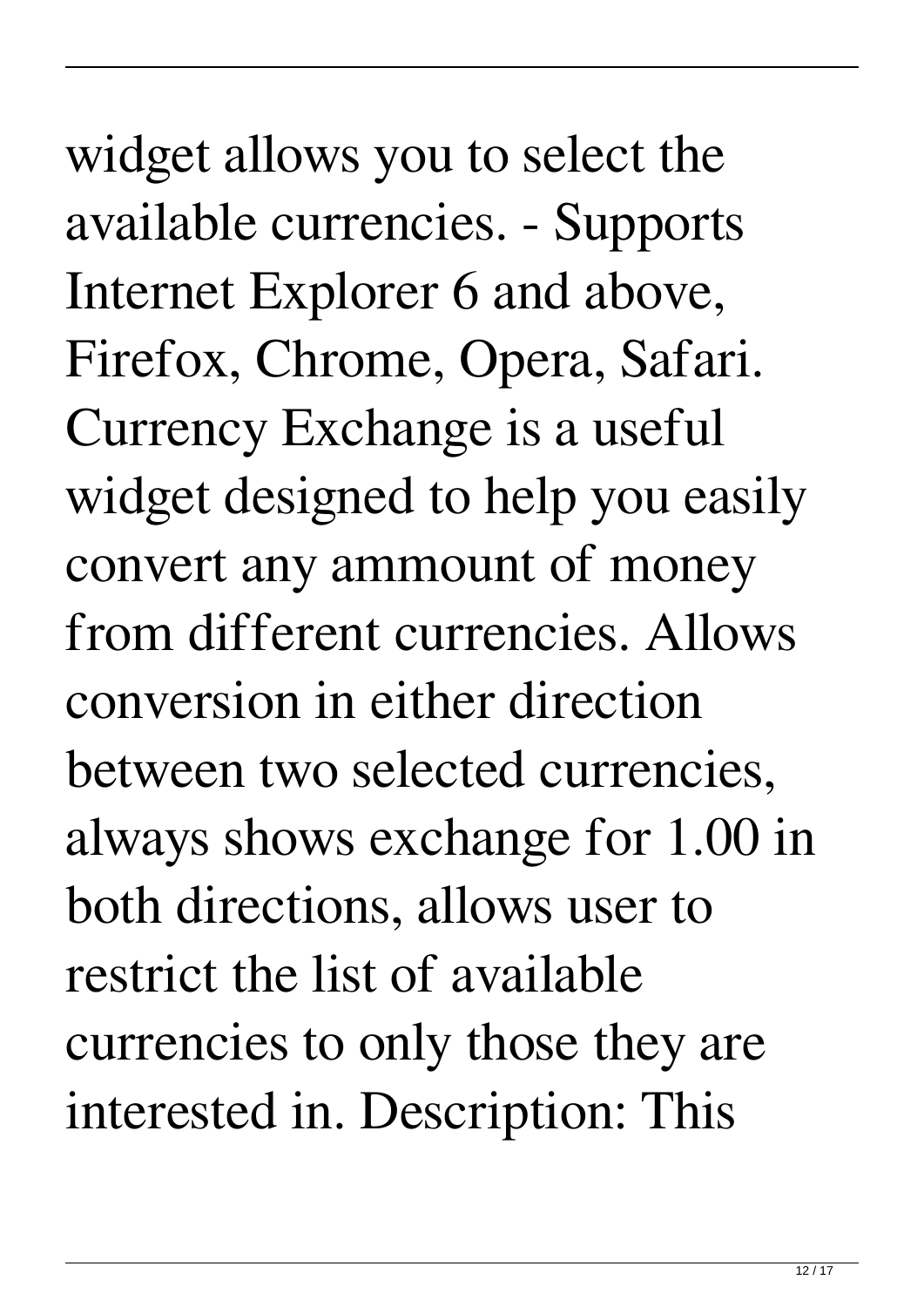widget allows you to select the available currencies. - Supports Internet Explorer 6 and above, Firefox, Chrome, Opera, Safari. Currency Exchange is a useful widget designed to help you easily convert any ammount of money from different currencies. Allows conversion in either direction between two selected currencies, always shows exchange for 1.00 in both directions, allows user to restrict the list of available currencies to only those they are interested in. Description: This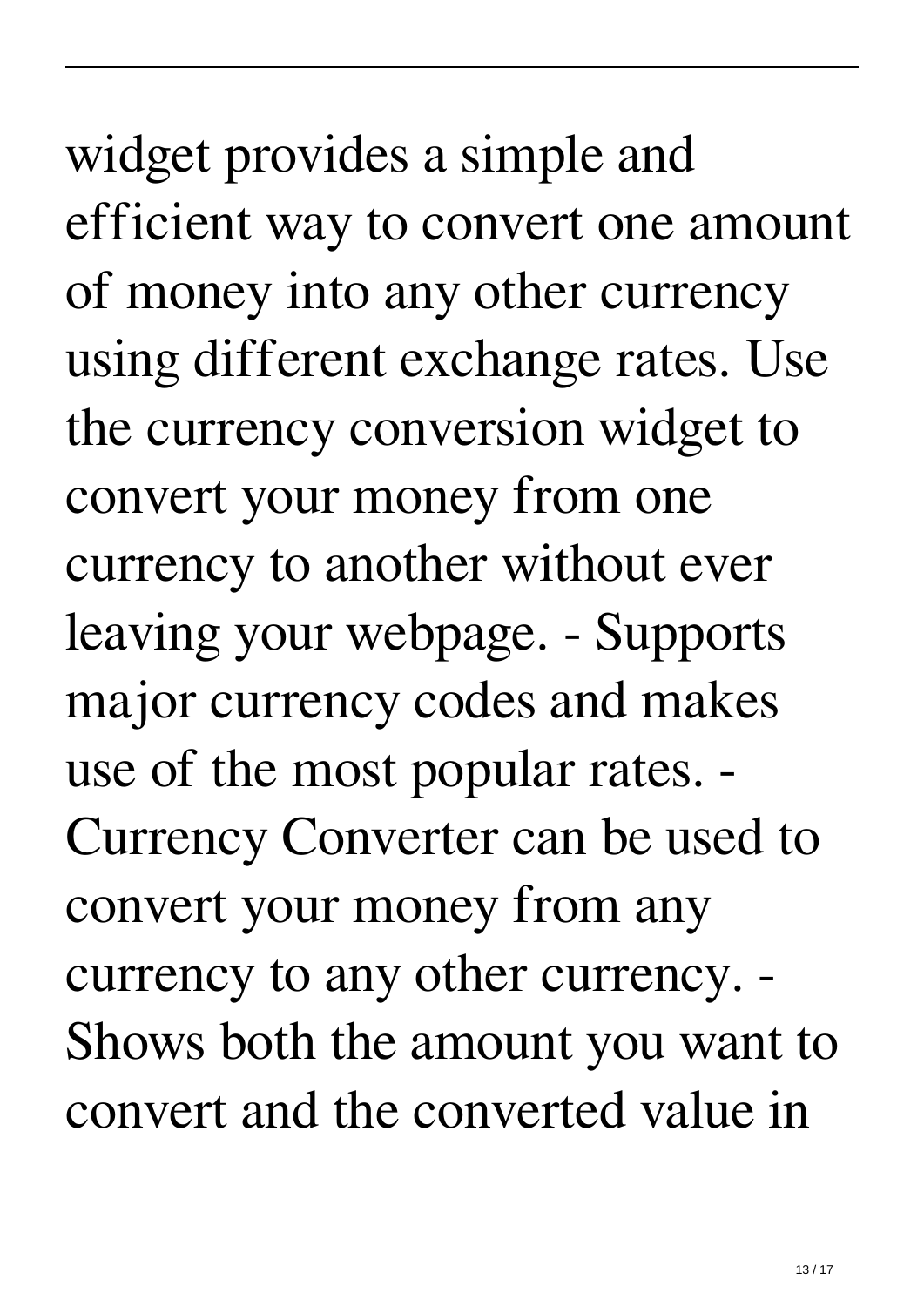widget provides a simple and efficient way to convert one amount of money into any other currency using different exchange rates. Use the currency conversion widget to convert your money from one currency to another without ever leaving your webpage. - Supports major currency codes and makes use of the most popular rates. - Currency Converter can be used to convert your money from any currency to any other currency. - Shows both the amount you want to convert and the converted value in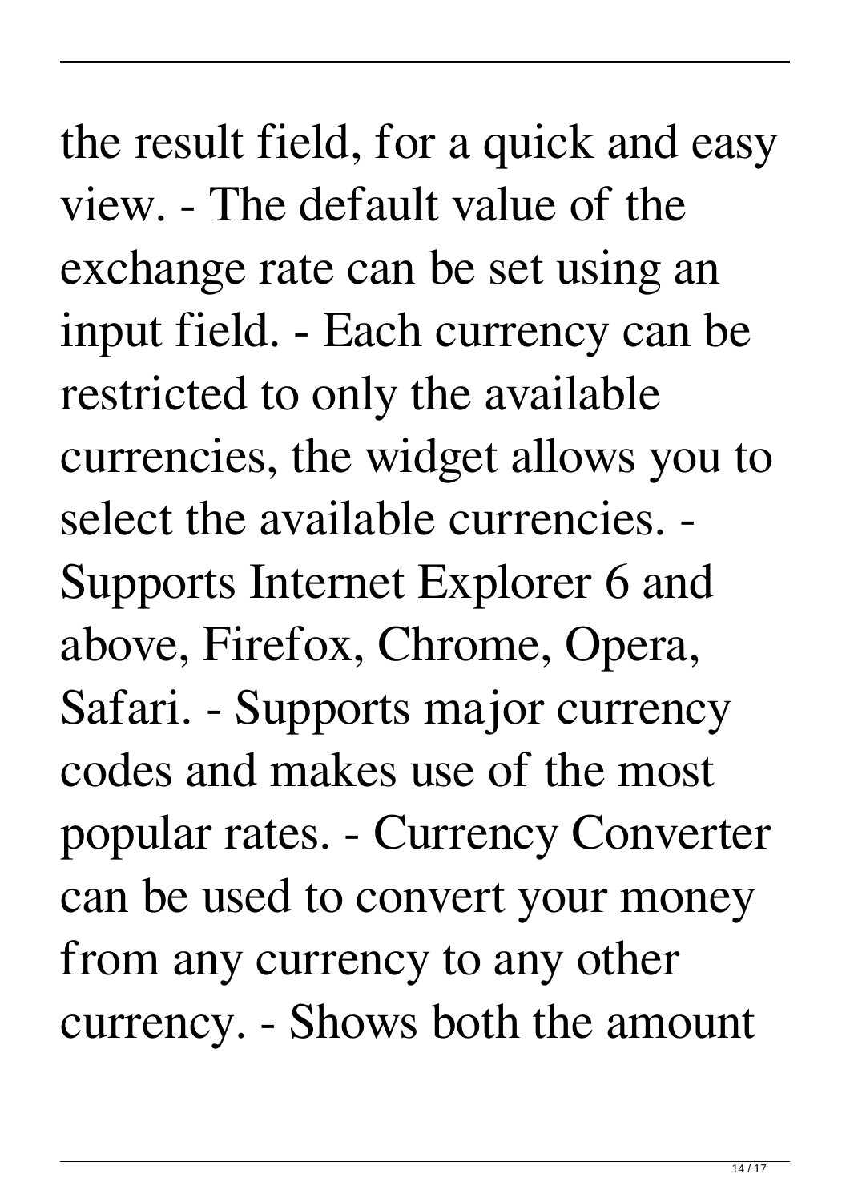the result field, for a quick and easy view. - The default value of the exchange rate can be set using an input field. - Each currency can be restricted to only the available currencies, the widget allows you to select the available currencies. - Supports Internet Explorer 6 and above, Firefox, Chrome, Opera, Safari. - Supports major currency codes and makes use of the most popular rates. - Currency Converter can be used to convert your money from any currency to any other currency. - Shows both the amount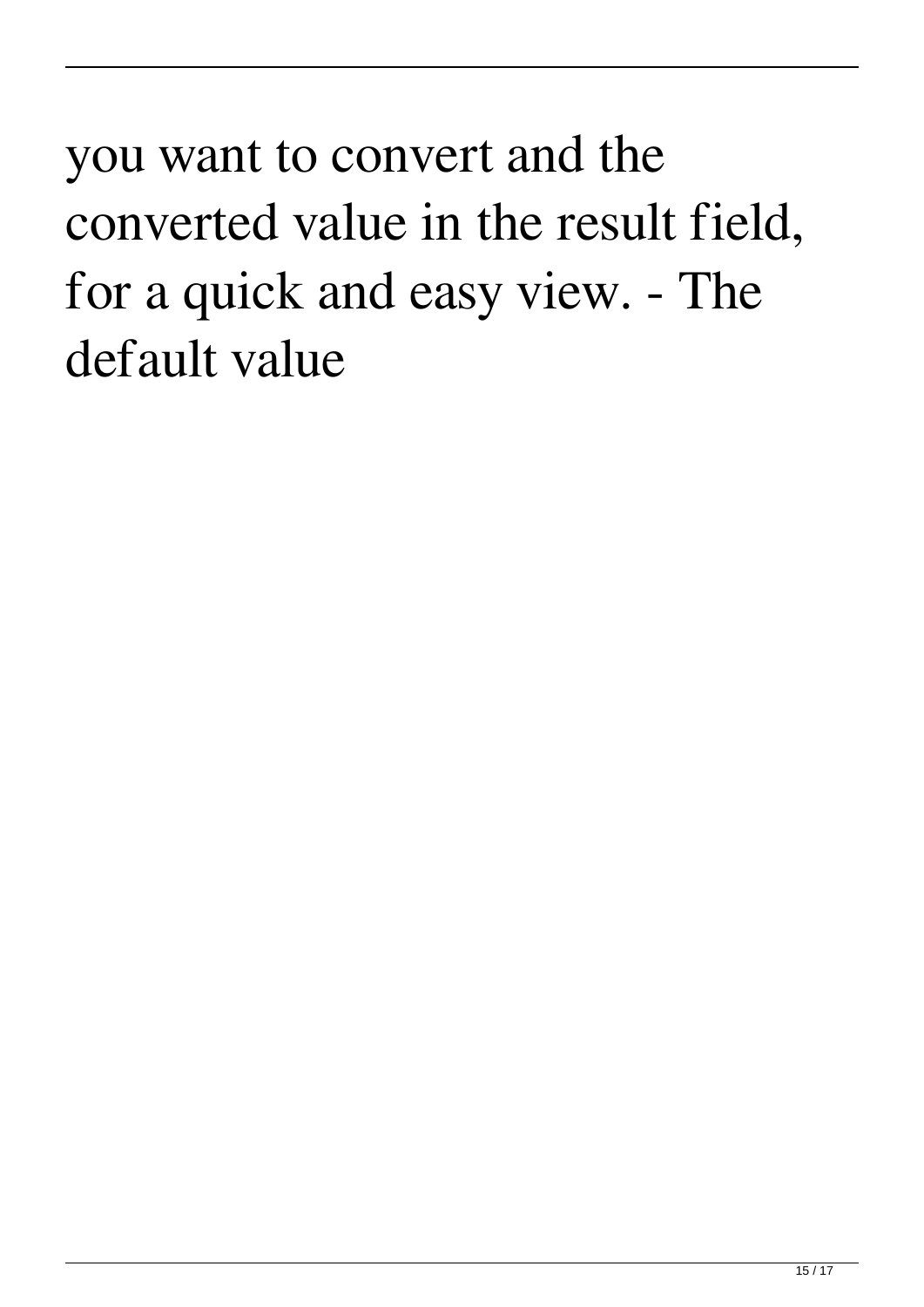you want to convert and the converted value in the result field, for a quick and easy view. - The default value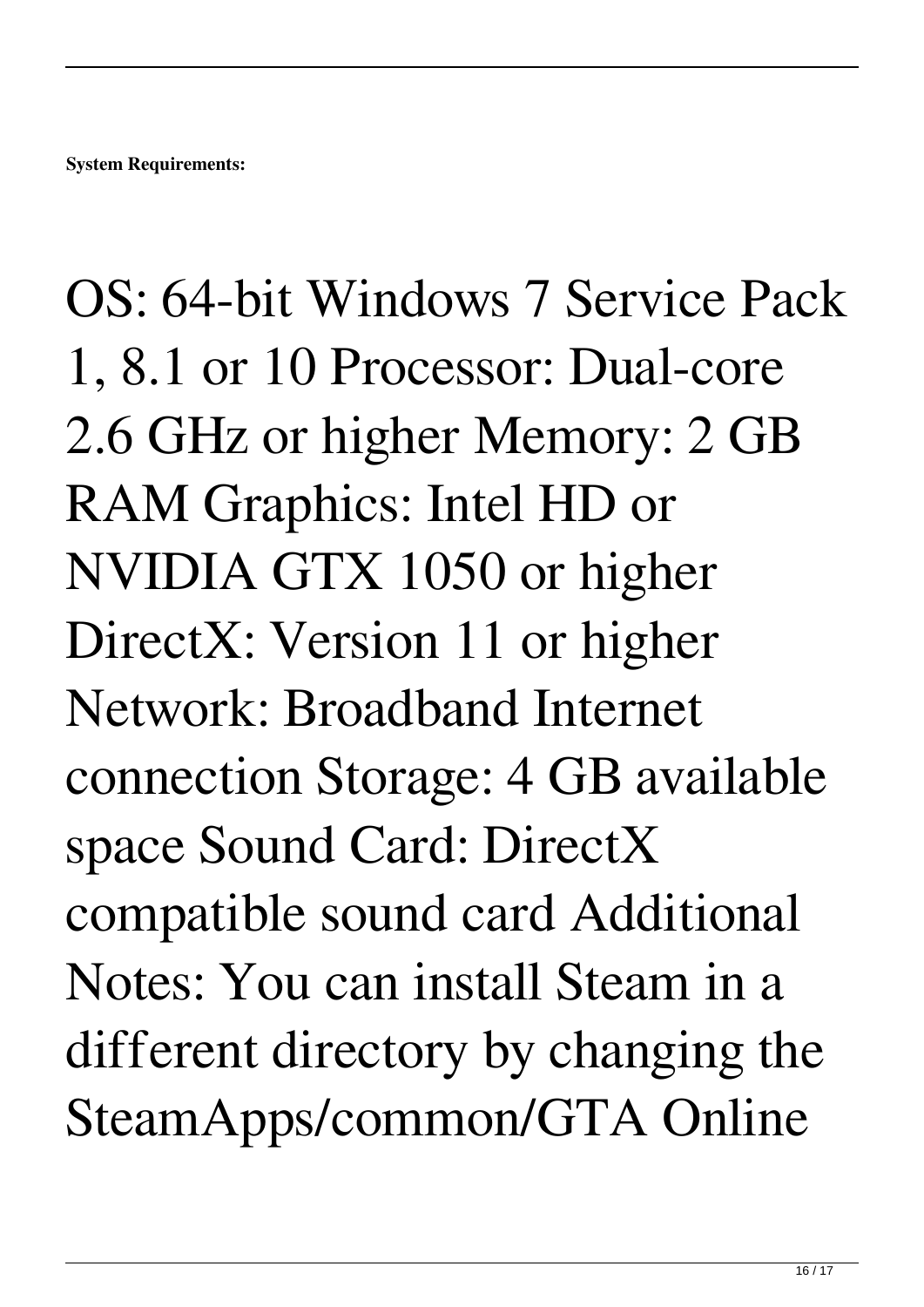**System Requirements:**

OS: 64-bit Windows 7 Service Pack 1, 8.1 or 10 Processor: Dual-core 2.6 GHz or higher Memory: 2 GB RAM Graphics: Intel HD or NVIDIA GTX 1050 or higher DirectX: Version 11 or higher Network: Broadband Internet connection Storage: 4 GB available space Sound Card: DirectX compatible sound card Additional Notes: You can install Steam in a different directory by changing the SteamApps/common/GTA Online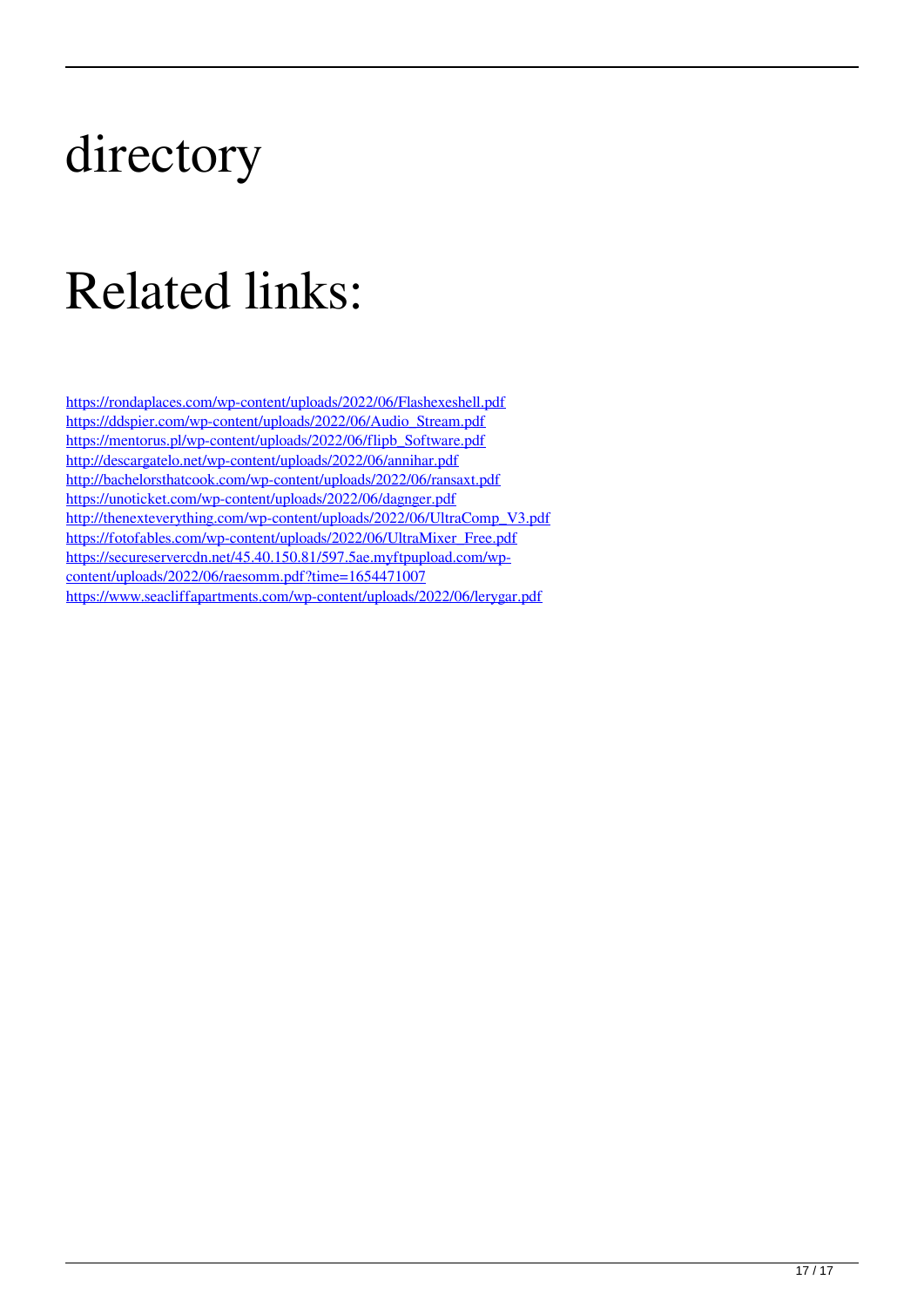# directory

# Related links:

https://rondaplaces.com/wp-content/uploads/2022/06/Flashexeshell.pdf
https://ddspier.com/wp-content/uploads/2022/06/Audio_Stream.pdf
https://mentorus.pl/wp-content/uploads/2022/06/flipb_Software.pdf
http://descargatelo.net/wp-content/uploads/2022/06/annihar.pdf
http://bachelorsthatcook.com/wp-content/uploads/2022/06/ransaxt.pdf
https://unoticket.com/wp-content/uploads/2022/06/dagnger.pdf
http://thenexteverything.com/wp-content/uploads/2022/06/UltraComp_V3.pdf
https://fotofables.com/wp-content/uploads/2022/06/UltraMixer_Free.pdf
https://secureservercdn.net/45.40.150.81/597.5ae.myftpupload.com/wp-content/uploads/2022/06/raesomm.pdf?time=1654471007
https://www.seacliffapartments.com/wp-content/uploads/2022/06/lerygar.pdf